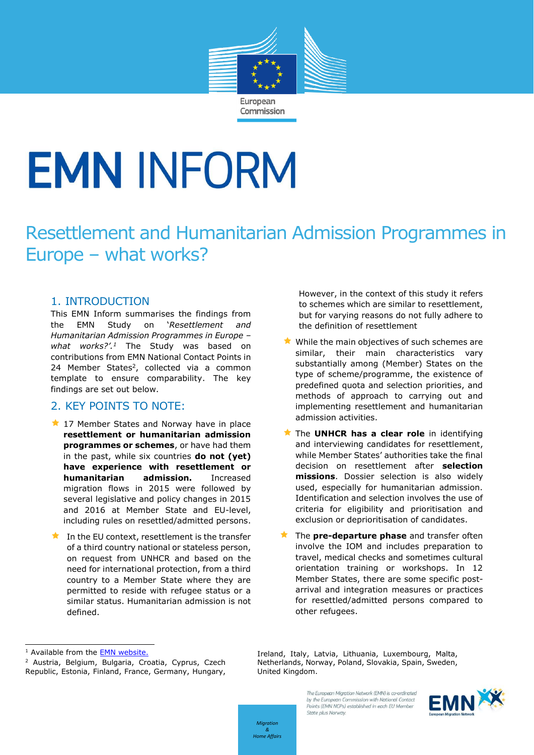# EMN INFORM

## Resettlement and Humanitarian Admission Programmes in Europe – what works?

### 1. INTRODUCTION

This EMN Inform summarises the findings from the EMN Study on *'Resettlement and Humanitarian Admission Programmes in Europe – what works?'*.[1] The Study was based on contributions from EMN National Contact Points in 24 Member States[2], collected via a common template to ensure comparability. The key findings are set out below.

### 2. KEY POINTS TO NOTE:

- 17 Member States and Norway have in place **resettlement or humanitarian admission programmes or schemes**, or have had them in the past, while six countries **do not (yet) have experience with resettlement or humanitarian admission.** Increased migration flows in 2015 were followed by several legislative and policy changes in 2015 and 2016 at Member State and EU-level, including rules on resettled/admitted persons.
- In the EU context, resettlement is the transfer of a third country national or stateless person, on request from UNHCR and based on the need for international protection, from a third country to a Member State where they are permitted to reside with refugee status or a similar status. Humanitarian admission is not defined. However, in the context of this study it refers to schemes which are similar to resettlement, but for varying reasons do not fully adhere to the definition of resettlement
- While the main objectives of such schemes are similar, their main characteristics vary substantially among (Member) States on the type of scheme/programme, the existence of predefined quota and selection priorities, and methods of approach to carrying out and implementing resettlement and humanitarian admission activities.
- The **UNHCR has a clear role** in identifying and interviewing candidates for resettlement, while Member States' authorities take the final decision on resettlement after **selection missions**. Dossier selection is also widely used, especially for humanitarian admission. Identification and selection involves the use of criteria for eligibility and prioritisation and exclusion or deprioritisation of candidates.
- The **pre-departure phase** and transfer often involve the IOM and includes preparation to travel, medical checks and sometimes cultural orientation training or workshops. In 12 Member States, there are some specific post-arrival and integration measures or practices for resettled/admitted persons compared to other refugees.

---

[1] Available from the EMN website.

[2] Austria, Belgium, Bulgaria, Croatia, Cyprus, Czech Republic, Estonia, Finland, France, Germany, Hungary, Ireland, Italy, Latvia, Lithuania, Luxembourg, Malta, Netherlands, Norway, Poland, Slovakia, Spain, Sweden, United Kingdom.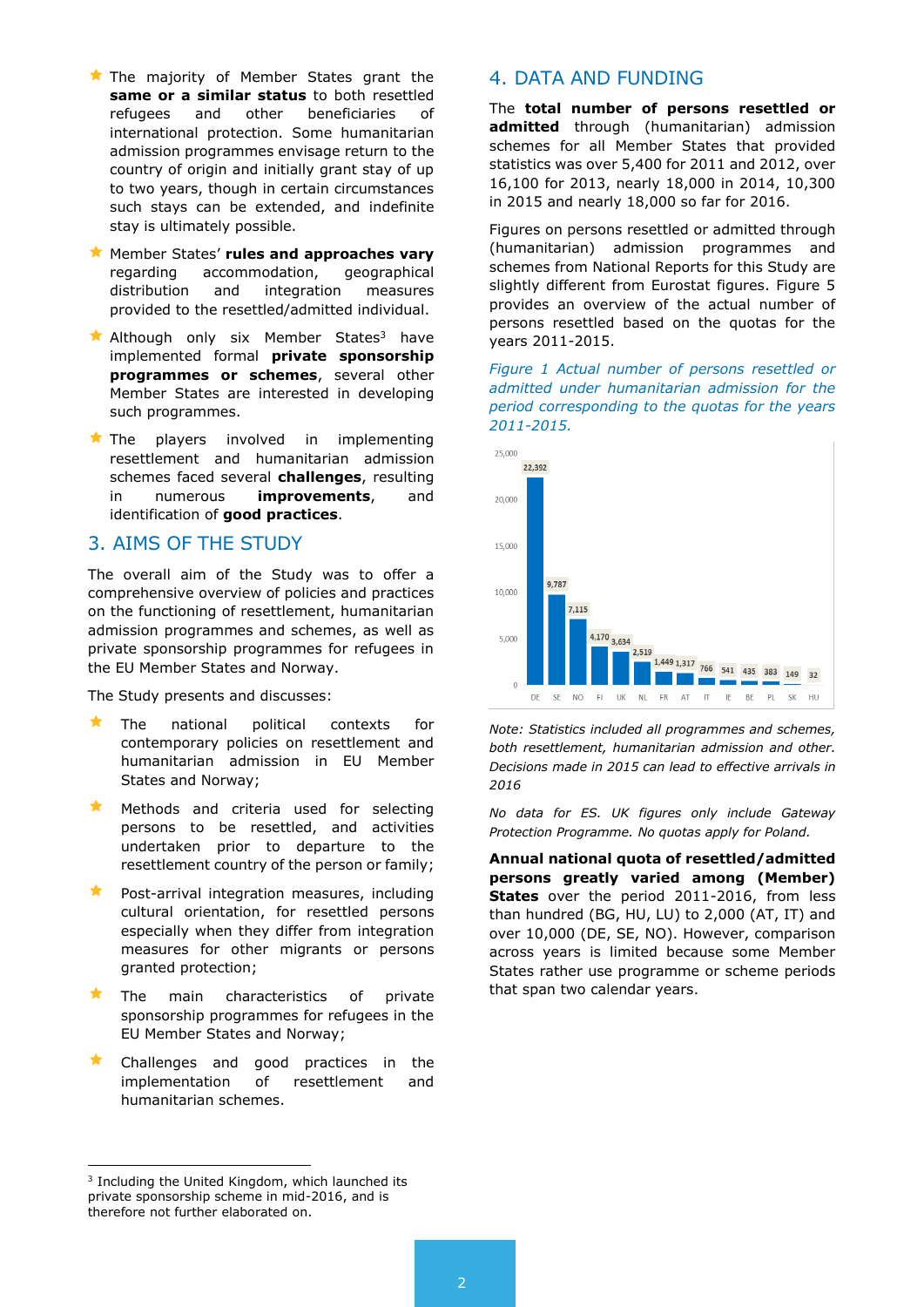- The majority of Member States grant the **same or a similar status** to both resettled refugees and other beneficiaries of international protection. Some humanitarian admission programmes envisage return to the country of origin and initially grant stay of up to two years, though in certain circumstances such stays can be extended, and indefinite stay is ultimately possible.
- Member States' **rules and approaches vary** regarding accommodation, geographical distribution and integration measures provided to the resettled/admitted individual.
- Although only six Member States[3] have implemented formal **private sponsorship programmes or schemes**, several other Member States are interested in developing such programmes.
- The players involved in implementing resettlement and humanitarian admission schemes faced several **challenges**, resulting in numerous **improvements**, and identification of **good practices**.

## 3. AIMS OF THE STUDY

The overall aim of the Study was to offer a comprehensive overview of policies and practices on the functioning of resettlement, humanitarian admission programmes and schemes, as well as private sponsorship programmes for refugees in the EU Member States and Norway.

The Study presents and discusses:

- The national political contexts for contemporary policies on resettlement and humanitarian admission in EU Member States and Norway;
- Methods and criteria used for selecting persons to be resettled, and activities undertaken prior to departure to the resettlement country of the person or family;
- Post-arrival integration measures, including cultural orientation, for resettled persons especially when they differ from integration measures for other migrants or persons granted protection;
- The main characteristics of private sponsorship programmes for refugees in the EU Member States and Norway;
- Challenges and good practices in the implementation of resettlement and humanitarian schemes.

[3] Including the United Kingdom, which launched its private sponsorship scheme in mid-2016, and is therefore not further elaborated on.

## 4. DATA AND FUNDING

The **total number of persons resettled or admitted** through (humanitarian) admission schemes for all Member States that provided statistics was over 5,400 for 2011 and 2012, over 16,100 for 2013, nearly 18,000 in 2014, 10,300 in 2015 and nearly 18,000 so far for 2016.

Figures on persons resettled or admitted through (humanitarian) admission programmes and schemes from National Reports for this Study are slightly different from Eurostat figures. Figure 5 provides an overview of the actual number of persons resettled based on the quotas for the years 2011-2015.

*Figure 1 Actual number of persons resettled or admitted under humanitarian admission for the period corresponding to the quotas for the years 2011-2015.*

| DE | SE | NO | FI | UK | NL | FR | AT | IT | IE | BE | PL | SK | HU |
|---|---|---|---|---|---|---|---|---|---|---|---|---|---|
| 22,392 | 9,787 | 7,115 | 4,170 | 3,634 | 2,519 | 1,449 | 1,317 | 766 | 541 | 435 | 383 | 149 | 32 |

*Note: Statistics included all programmes and schemes, both resettlement, humanitarian admission and other. Decisions made in 2015 can lead to effective arrivals in 2016*

*No data for ES. UK figures only include Gateway Protection Programme. No quotas apply for Poland.*

**Annual national quota of resettled/admitted persons greatly varied among (Member) States** over the period 2011-2016, from less than hundred (BG, HU, LU) to 2,000 (AT, IT) and over 10,000 (DE, SE, NO). However, comparison across years is limited because some Member States rather use programme or scheme periods that span two calendar years.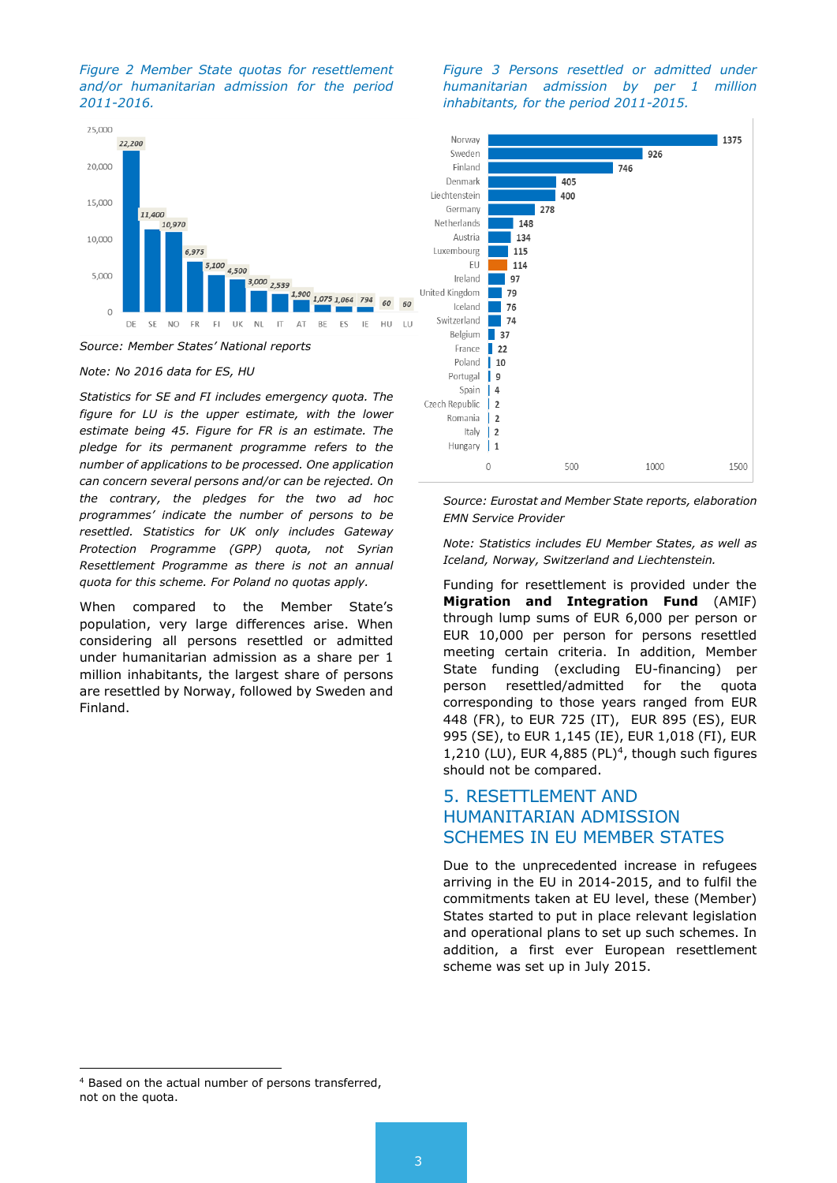*Figure 2 Member State quotas for resettlement and/or humanitarian admission for the period 2011-2016.*

| Member State | Quota |
|---|---|
| DE | 22,200 |
| SE | 11,400 |
| NO | 10,970 |
| FR | 6,975 |
| FI | 5,100 |
| UK | 4,500 |
| NL | 3,000 |
| IT | 2,539 |
| AT | 1,900 |
| BE | 1,075 |
| ES | 1,064 |
| IE | 794 |
| HU | 60 |
| LU | 60 |

*Source: Member States' National reports*

*Note: No 2016 data for ES, HU*

*Statistics for SE and FI includes emergency quota. The figure for LU is the upper estimate, with the lower estimate being 45. Figure for FR is an estimate. The pledge for its permanent programme refers to the number of applications to be processed. One application can concern several persons and/or can be rejected. On the contrary, the pledges for the two ad hoc programmes' indicate the number of persons to be resettled. Statistics for UK only includes Gateway Protection Programme (GPP) quota, not Syrian Resettlement Programme as there is not an annual quota for this scheme. For Poland no quotas apply.*

When compared to the Member State's population, very large differences arise. When considering all persons resettled or admitted under humanitarian admission as a share per 1 million inhabitants, the largest share of persons are resettled by Norway, followed by Sweden and Finland.

*Figure 3 Persons resettled or admitted under humanitarian admission by per 1 million inhabitants, for the period 2011-2015.*

| Country | Persons per 1 million inhabitants |
|---|---|
| Norway | 1375 |
| Sweden | 926 |
| Finland | 746 |
| Denmark | 405 |
| Liechtenstein | 400 |
| Germany | 278 |
| Netherlands | 148 |
| Austria | 134 |
| Luxembourg | 115 |
| EU | 114 |
| Ireland | 97 |
| United Kingdom | 79 |
| Iceland | 76 |
| Switzerland | 74 |
| Belgium | 37 |
| France | 22 |
| Poland | 10 |
| Portugal | 9 |
| Spain | 4 |
| Czech Republic | 2 |
| Romania | 2 |
| Italy | 2 |
| Hungary | 1 |

*Source: Eurostat and Member State reports, elaboration EMN Service Provider*

*Note: Statistics includes EU Member States, as well as Iceland, Norway, Switzerland and Liechtenstein.*

Funding for resettlement is provided under the **Migration and Integration Fund** (AMIF) through lump sums of EUR 6,000 per person or EUR 10,000 per person for persons resettled meeting certain criteria. In addition, Member State funding (excluding EU-financing) per person resettled/admitted for the quota corresponding to those years ranged from EUR 448 (FR), to EUR 725 (IT), EUR 895 (ES), EUR 995 (SE), to EUR 1,145 (IE), EUR 1,018 (FI), EUR 1,210 (LU), EUR 4,885 (PL)[4], though such figures should not be compared.

## 5. RESETTLEMENT AND HUMANITARIAN ADMISSION SCHEMES IN EU MEMBER STATES

Due to the unprecedented increase in refugees arriving in the EU in 2014-2015, and to fulfil the commitments taken at EU level, these (Member) States started to put in place relevant legislation and operational plans to set up such schemes. In addition, a first ever European resettlement scheme was set up in July 2015.

[4] Based on the actual number of persons transferred, not on the quota.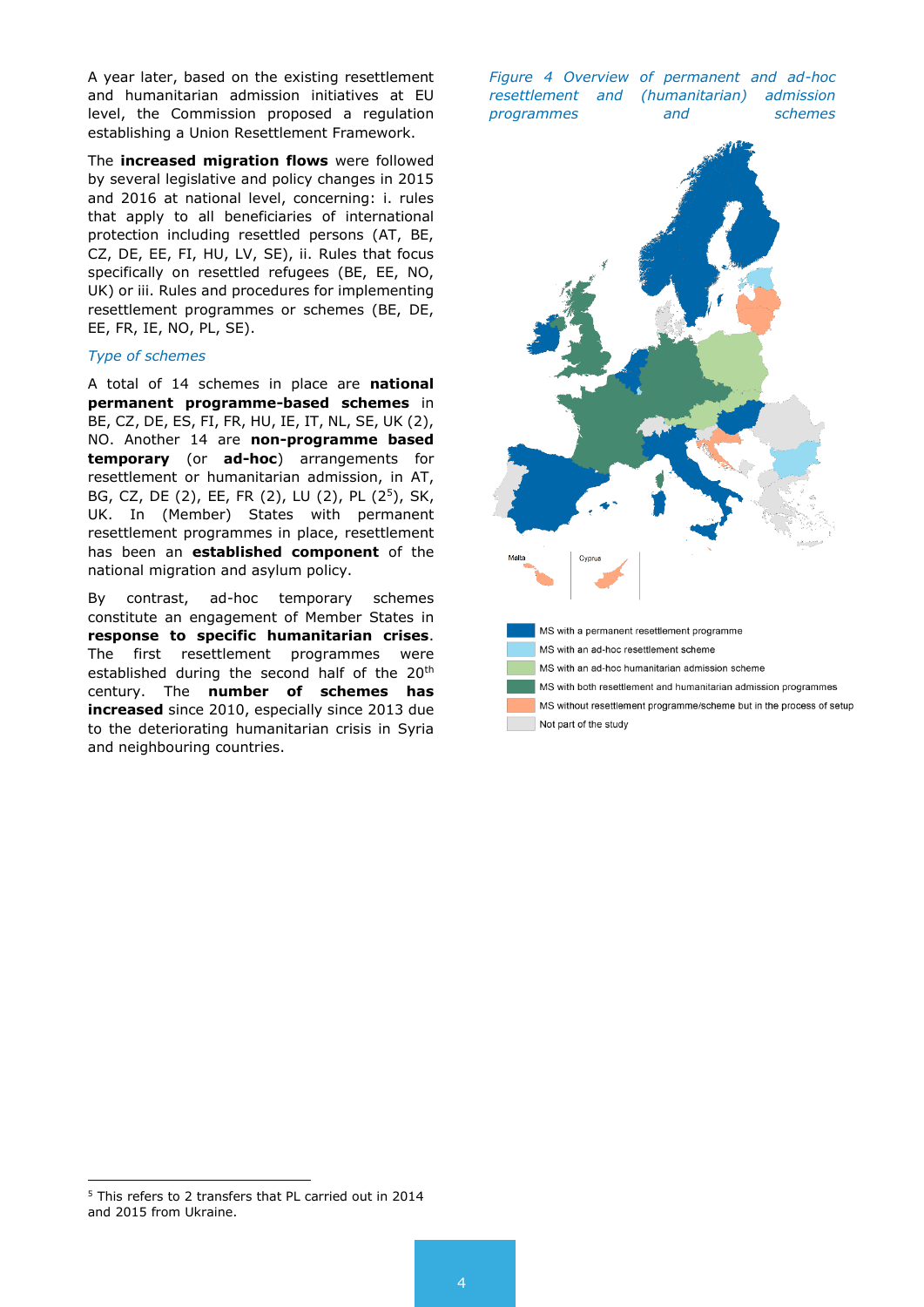A year later, based on the existing resettlement and humanitarian admission initiatives at EU level, the Commission proposed a regulation establishing a Union Resettlement Framework.

The **increased migration flows** were followed by several legislative and policy changes in 2015 and 2016 at national level, concerning: i. rules that apply to all beneficiaries of international protection including resettled persons (AT, BE, CZ, DE, EE, FI, HU, LV, SE), ii. Rules that focus specifically on resettled refugees (BE, EE, NO, UK) or iii. Rules and procedures for implementing resettlement programmes or schemes (BE, DE, EE, FR, IE, NO, PL, SE).

### *Type of schemes*

A total of 14 schemes in place are **national permanent programme-based schemes** in BE, CZ, DE, ES, FI, FR, HU, IE, IT, NL, SE, UK (2), NO. Another 14 are **non-programme based temporary** (or **ad-hoc**) arrangements for resettlement or humanitarian admission, in AT, BG, CZ, DE (2), EE, FR (2), LU (2), PL (2[5]), SK, UK. In (Member) States with permanent resettlement programmes in place, resettlement has been an **established component** of the national migration and asylum policy.

By contrast, ad-hoc temporary schemes constitute an engagement of Member States in **response to specific humanitarian crises**. The first resettlement programmes were established during the second half of the 20th century. The **number of schemes has increased** since 2010, especially since 2013 due to the deteriorating humanitarian crisis in Syria and neighbouring countries.

*Figure 4 Overview of permanent and ad-hoc resettlement and (humanitarian) admission programmes and schemes*

Malta | Cyprus

- MS with a permanent resettlement programme
- MS with an ad-hoc resettlement scheme
- MS with an ad-hoc humanitarian admission scheme
- MS with both resettlement and humanitarian admission programmes
- MS without resettlement programme/scheme but in the process of setup
- Not part of the study

[5] This refers to 2 transfers that PL carried out in 2014 and 2015 from Ukraine.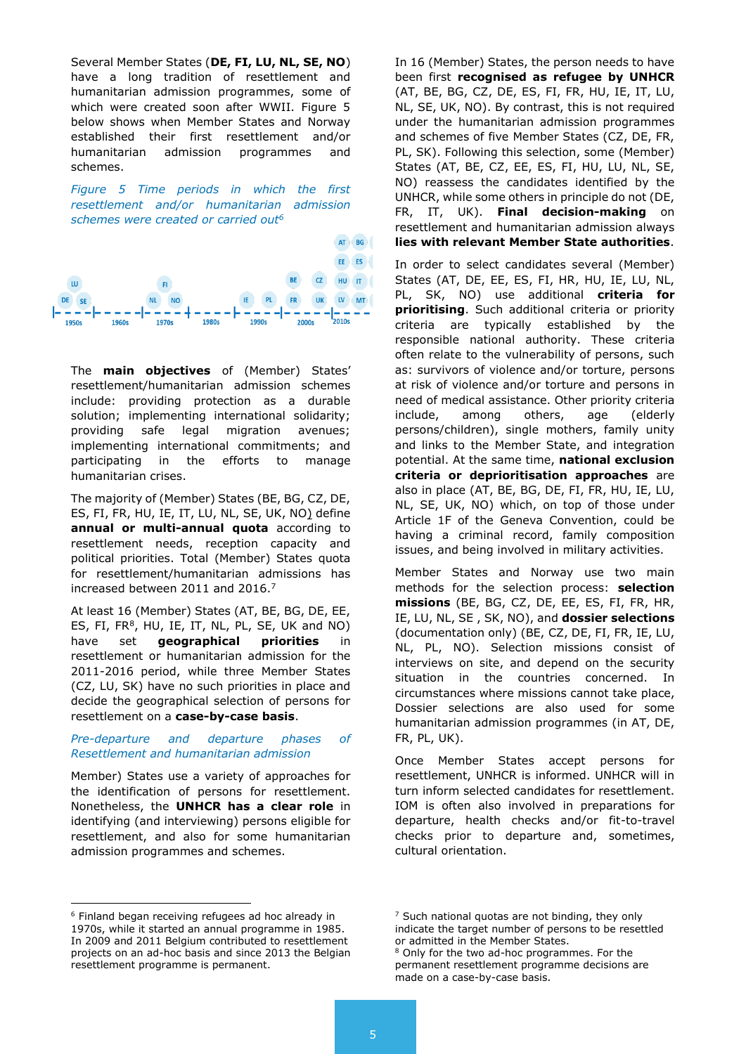Several Member States (**DE, FI, LU, NL, SE, NO**) have a long tradition of resettlement and humanitarian admission programmes, some of which were created soon after WWII. Figure 5 below shows when Member States and Norway established their first resettlement and/or humanitarian admission programmes and schemes.

*Figure 5 Time periods in which the first resettlement and/or humanitarian admission schemes were created or carried out*[6]

The **main objectives** of (Member) States' resettlement/humanitarian admission schemes include: providing protection as a durable solution; implementing international solidarity; providing safe legal migration avenues; implementing international commitments; and participating in the efforts to manage humanitarian crises.

The majority of (Member) States (BE, BG, CZ, DE, ES, FI, FR, HU, IE, IT, LU, NL, SE, UK, NO) define **annual or multi-annual quota** according to resettlement needs, reception capacity and political priorities. Total (Member) States quota for resettlement/humanitarian admissions has increased between 2011 and 2016.[7]

At least 16 (Member) States (AT, BE, BG, DE, EE, ES, FI, FR[8], HU, IE, IT, NL, PL, SE, UK and NO) have set **geographical priorities** in resettlement or humanitarian admission for the 2011-2016 period, while three Member States (CZ, LU, SK) have no such priorities in place and decide the geographical selection of persons for resettlement on a **case-by-case basis**.

*Pre-departure and departure phases of Resettlement and humanitarian admission*

Member) States use a variety of approaches for the identification of persons for resettlement. Nonetheless, the **UNHCR has a clear role** in identifying (and interviewing) persons eligible for resettlement, and also for some humanitarian admission programmes and schemes.

In 16 (Member) States, the person needs to have been first **recognised as refugee by UNHCR** (AT, BE, BG, CZ, DE, ES, FI, FR, HU, IE, IT, LU, NL, SE, UK, NO). By contrast, this is not required under the humanitarian admission programmes and schemes of five Member States (CZ, DE, FR, PL, SK). Following this selection, some (Member) States (AT, BE, CZ, EE, ES, FI, HU, LU, NL, SE, NO) reassess the candidates identified by the UNHCR, while some others in principle do not (DE, FR, IT, UK). **Final decision-making** on resettlement and humanitarian admission always **lies with relevant Member State authorities**.

In order to select candidates several (Member) States (AT, DE, EE, ES, FI, HR, HU, IE, LU, NL, PL, SK, NO) use additional **criteria for prioritising**. Such additional criteria or priority criteria are typically established by the responsible national authority. These criteria often relate to the vulnerability of persons, such as: survivors of violence and/or torture, persons at risk of violence and/or torture and persons in need of medical assistance. Other priority criteria include, among others, age (elderly persons/children), single mothers, family unity and links to the Member State, and integration potential. At the same time, **national exclusion criteria or deprioritisation approaches** are also in place (AT, BE, BG, DE, FI, FR, HU, IE, LU, NL, SE, UK, NO) which, on top of those under Article 1F of the Geneva Convention, could be having a criminal record, family composition issues, and being involved in military activities.

Member States and Norway use two main methods for the selection process: **selection missions** (BE, BG, CZ, DE, EE, ES, FI, FR, HR, IE, LU, NL, SE , SK, NO), and **dossier selections** (documentation only) (BE, CZ, DE, FI, FR, IE, LU, NL, PL, NO). Selection missions consist of interviews on site, and depend on the security situation in the countries concerned. In circumstances where missions cannot take place, Dossier selections are also used for some humanitarian admission programmes (in AT, DE, FR, PL, UK).

Once Member States accept persons for resettlement, UNHCR is informed. UNHCR will in turn inform selected candidates for resettlement. IOM is often also involved in preparations for departure, health checks and/or fit-to-travel checks prior to departure and, sometimes, cultural orientation.

---

[6] Finland began receiving refugees ad hoc already in 1970s, while it started an annual programme in 1985. In 2009 and 2011 Belgium contributed to resettlement projects on an ad-hoc basis and since 2013 the Belgian resettlement programme is permanent.

[7] Such national quotas are not binding, they only indicate the target number of persons to be resettled or admitted in the Member States.

[8] Only for the two ad-hoc programmes. For the permanent resettlement programme decisions are made on a case-by-case basis.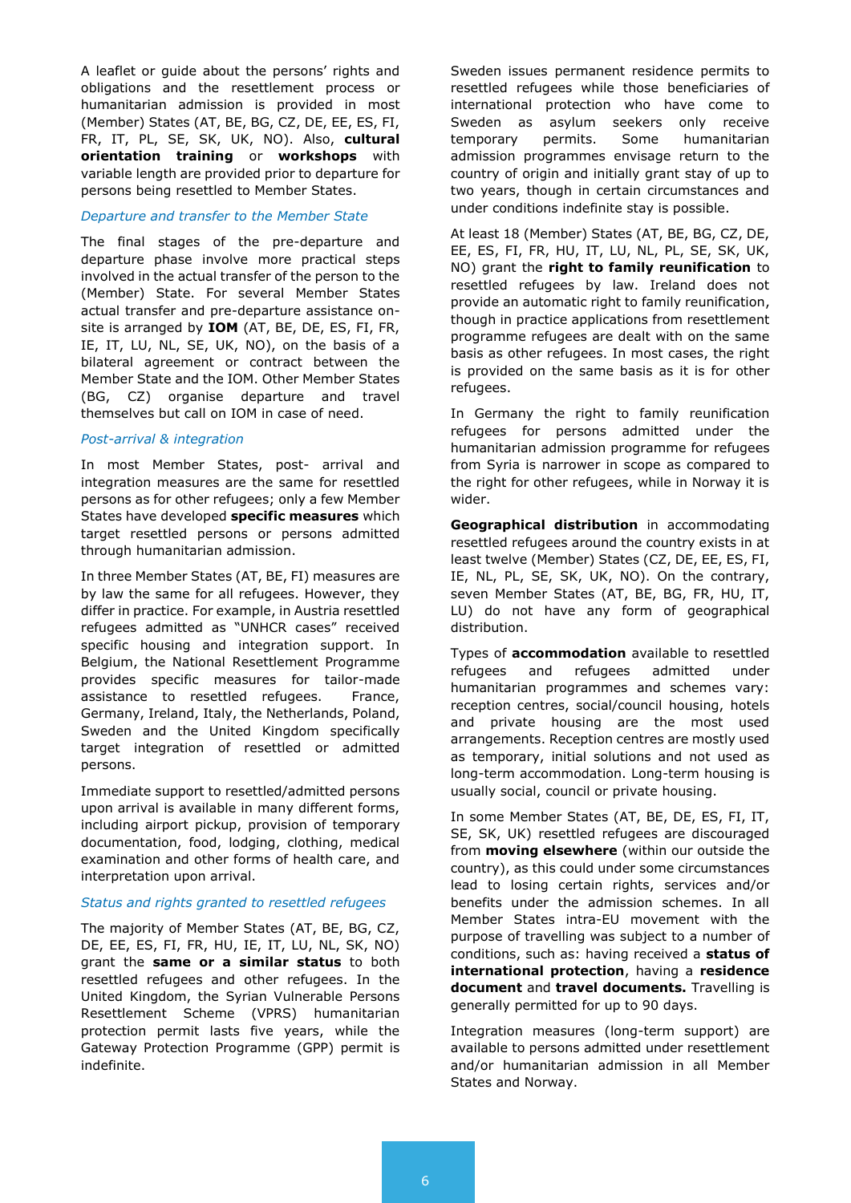A leaflet or guide about the persons' rights and obligations and the resettlement process or humanitarian admission is provided in most (Member) States (AT, BE, BG, CZ, DE, EE, ES, FI, FR, IT, PL, SE, SK, UK, NO). Also, **cultural orientation training** or **workshops** with variable length are provided prior to departure for persons being resettled to Member States.

*Departure and transfer to the Member State*

The final stages of the pre-departure and departure phase involve more practical steps involved in the actual transfer of the person to the (Member) State. For several Member States actual transfer and pre-departure assistance on-site is arranged by **IOM** (AT, BE, DE, ES, FI, FR, IE, IT, LU, NL, SE, UK, NO), on the basis of a bilateral agreement or contract between the Member State and the IOM. Other Member States (BG, CZ) organise departure and travel themselves but call on IOM in case of need.

*Post-arrival & integration*

In most Member States, post- arrival and integration measures are the same for resettled persons as for other refugees; only a few Member States have developed **specific measures** which target resettled persons or persons admitted through humanitarian admission.

In three Member States (AT, BE, FI) measures are by law the same for all refugees. However, they differ in practice. For example, in Austria resettled refugees admitted as "UNHCR cases" received specific housing and integration support. In Belgium, the National Resettlement Programme provides specific measures for tailor-made assistance to resettled refugees. France, Germany, Ireland, Italy, the Netherlands, Poland, Sweden and the United Kingdom specifically target integration of resettled or admitted persons.

Immediate support to resettled/admitted persons upon arrival is available in many different forms, including airport pickup, provision of temporary documentation, food, lodging, clothing, medical examination and other forms of health care, and interpretation upon arrival.

*Status and rights granted to resettled refugees*

The majority of Member States (AT, BE, BG, CZ, DE, EE, ES, FI, FR, HU, IE, IT, LU, NL, SK, NO) grant the **same or a similar status** to both resettled refugees and other refugees. In the United Kingdom, the Syrian Vulnerable Persons Resettlement Scheme (VPRS) humanitarian protection permit lasts five years, while the Gateway Protection Programme (GPP) permit is indefinite.

Sweden issues permanent residence permits to resettled refugees while those beneficiaries of international protection who have come to Sweden as asylum seekers only receive temporary permits. Some humanitarian admission programmes envisage return to the country of origin and initially grant stay of up to two years, though in certain circumstances and under conditions indefinite stay is possible.

At least 18 (Member) States (AT, BE, BG, CZ, DE, EE, ES, FI, FR, HU, IT, LU, NL, PL, SE, SK, UK, NO) grant the **right to family reunification** to resettled refugees by law. Ireland does not provide an automatic right to family reunification, though in practice applications from resettlement programme refugees are dealt with on the same basis as other refugees. In most cases, the right is provided on the same basis as it is for other refugees.

In Germany the right to family reunification refugees for persons admitted under the humanitarian admission programme for refugees from Syria is narrower in scope as compared to the right for other refugees, while in Norway it is wider.

**Geographical distribution** in accommodating resettled refugees around the country exists in at least twelve (Member) States (CZ, DE, EE, ES, FI, IE, NL, PL, SE, SK, UK, NO). On the contrary, seven Member States (AT, BE, BG, FR, HU, IT, LU) do not have any form of geographical distribution.

Types of **accommodation** available to resettled refugees and refugees admitted under humanitarian programmes and schemes vary: reception centres, social/council housing, hotels and private housing are the most used arrangements. Reception centres are mostly used as temporary, initial solutions and not used as long-term accommodation. Long-term housing is usually social, council or private housing.

In some Member States (AT, BE, DE, ES, FI, IT, SE, SK, UK) resettled refugees are discouraged from **moving elsewhere** (within our outside the country), as this could under some circumstances lead to losing certain rights, services and/or benefits under the admission schemes. In all Member States intra-EU movement with the purpose of travelling was subject to a number of conditions, such as: having received a **status of international protection**, having a **residence document** and **travel documents.** Travelling is generally permitted for up to 90 days.

Integration measures (long-term support) are available to persons admitted under resettlement and/or humanitarian admission in all Member States and Norway.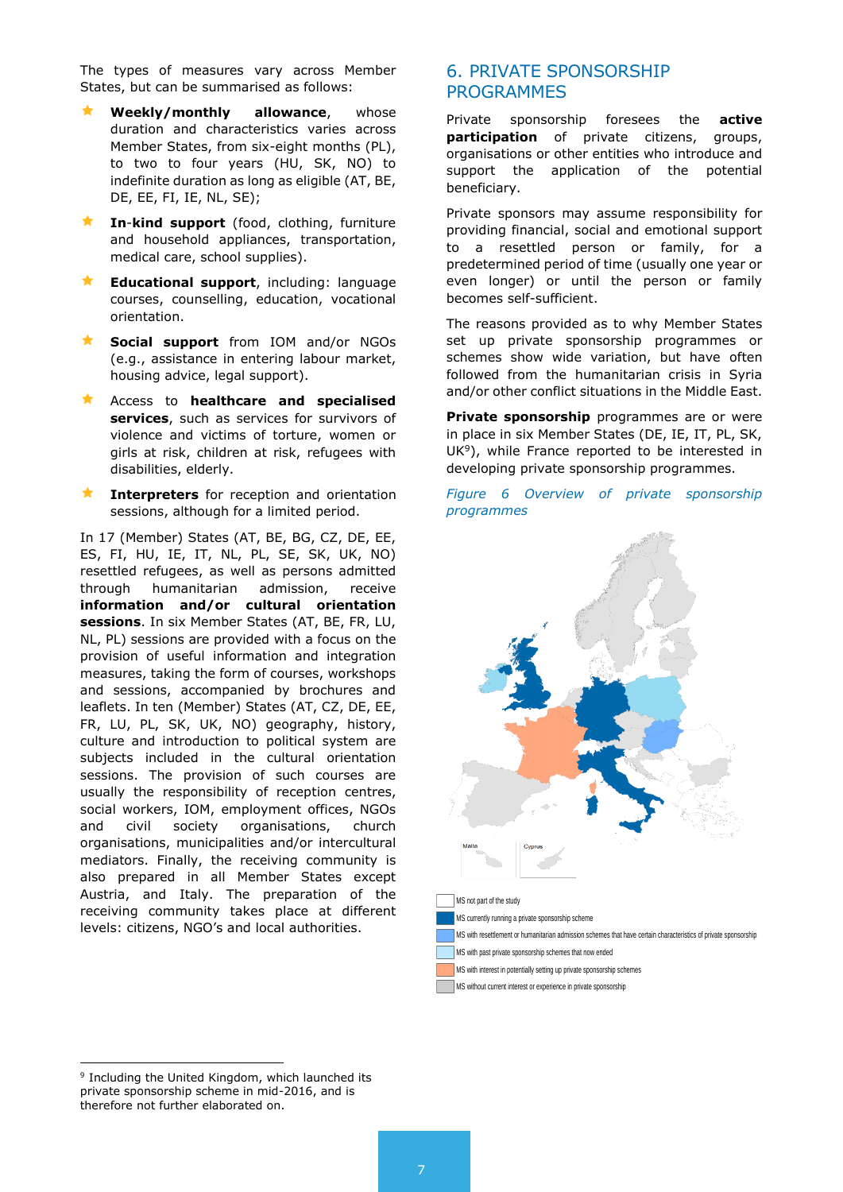The types of measures vary across Member States, but can be summarised as follows:

- **Weekly/monthly allowance**, whose duration and characteristics varies across Member States, from six-eight months (PL), to two to four years (HU, SK, NO) to indefinite duration as long as eligible (AT, BE, DE, EE, FI, IE, NL, SE);
- **In-kind support** (food, clothing, furniture and household appliances, transportation, medical care, school supplies).
- **Educational support**, including: language courses, counselling, education, vocational orientation.
- **Social support** from IOM and/or NGOs (e.g., assistance in entering labour market, housing advice, legal support).
- Access to **healthcare and specialised services**, such as services for survivors of violence and victims of torture, women or girls at risk, children at risk, refugees with disabilities, elderly.
- **Interpreters** for reception and orientation sessions, although for a limited period.

In 17 (Member) States (AT, BE, BG, CZ, DE, EE, ES, FI, HU, IE, IT, NL, PL, SE, SK, UK, NO) resettled refugees, as well as persons admitted through humanitarian admission, receive **information and/or cultural orientation sessions**. In six Member States (AT, BE, FR, LU, NL, PL) sessions are provided with a focus on the provision of useful information and integration measures, taking the form of courses, workshops and sessions, accompanied by brochures and leaflets. In ten (Member) States (AT, CZ, DE, EE, FR, LU, PL, SK, UK, NO) geography, history, culture and introduction to political system are subjects included in the cultural orientation sessions. The provision of such courses are usually the responsibility of reception centres, social workers, IOM, employment offices, NGOs and civil society organisations, church organisations, municipalities and/or intercultural mediators. Finally, the receiving community is also prepared in all Member States except Austria, and Italy. The preparation of the receiving community takes place at different levels: citizens, NGO's and local authorities.

## 6. PRIVATE SPONSORSHIP PROGRAMMES

Private sponsorship foresees the **active participation** of private citizens, groups, organisations or other entities who introduce and support the application of the potential beneficiary.

Private sponsors may assume responsibility for providing financial, social and emotional support to a resettled person or family, for a predetermined period of time (usually one year or even longer) or until the person or family becomes self-sufficient.

The reasons provided as to why Member States set up private sponsorship programmes or schemes show wide variation, but have often followed from the humanitarian crisis in Syria and/or other conflict situations in the Middle East.

**Private sponsorship** programmes are or were in place in six Member States (DE, IE, IT, PL, SK, UK[9]), while France reported to be interested in developing private sponsorship programmes.

*Figure 6 Overview of private sponsorship programmes*

Malta
Cyprus

- MS not part of the study
- MS currently running a private sponsorship scheme
- MS with resettlement or humanitarian admission schemes that have certain characteristics of private sponsorship
- MS with past private sponsorship schemes that now ended
- MS with interest in potentially setting up private sponsorship schemes
- MS without current interest or experience in private sponsorship

[9] Including the United Kingdom, which launched its private sponsorship scheme in mid-2016, and is therefore not further elaborated on.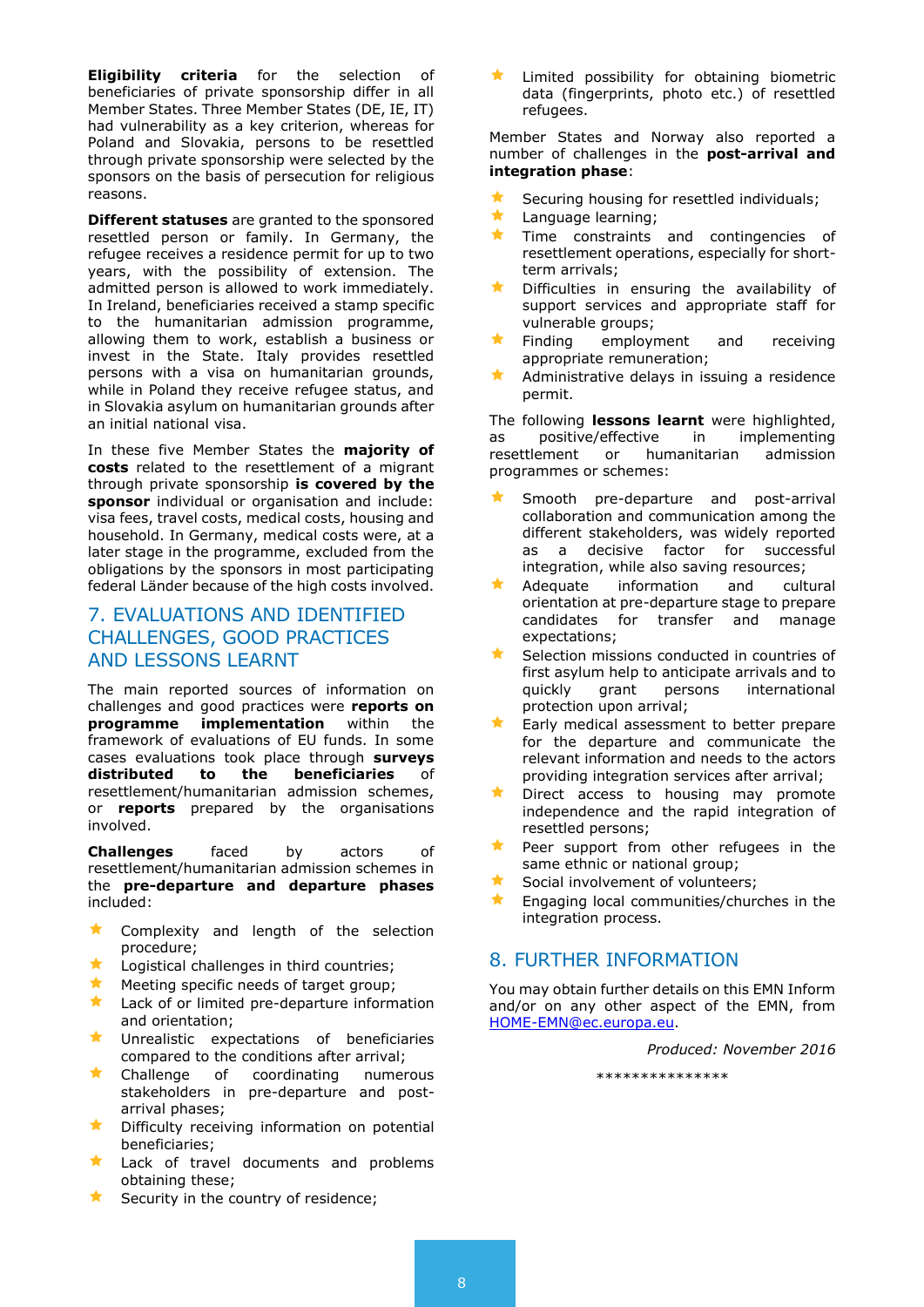**Eligibility criteria** for the selection of beneficiaries of private sponsorship differ in all Member States. Three Member States (DE, IE, IT) had vulnerability as a key criterion, whereas for Poland and Slovakia, persons to be resettled through private sponsorship were selected by the sponsors on the basis of persecution for religious reasons.

**Different statuses** are granted to the sponsored resettled person or family. In Germany, the refugee receives a residence permit for up to two years, with the possibility of extension. The admitted person is allowed to work immediately. In Ireland, beneficiaries received a stamp specific to the humanitarian admission programme, allowing them to work, establish a business or invest in the State. Italy provides resettled persons with a visa on humanitarian grounds, while in Poland they receive refugee status, and in Slovakia asylum on humanitarian grounds after an initial national visa.

In these five Member States the **majority of costs** related to the resettlement of a migrant through private sponsorship **is covered by the sponsor** individual or organisation and include: visa fees, travel costs, medical costs, housing and household. In Germany, medical costs were, at a later stage in the programme, excluded from the obligations by the sponsors in most participating federal Länder because of the high costs involved.

## 7. EVALUATIONS AND IDENTIFIED CHALLENGES, GOOD PRACTICES AND LESSONS LEARNT

The main reported sources of information on challenges and good practices were **reports on programme implementation** within the framework of evaluations of EU funds. In some cases evaluations took place through **surveys distributed to the beneficiaries** of resettlement/humanitarian admission schemes, or **reports** prepared by the organisations involved.

**Challenges** faced by actors of resettlement/humanitarian admission schemes in the **pre-departure and departure phases** included:

- Complexity and length of the selection procedure;
- Logistical challenges in third countries;
- Meeting specific needs of target group;
- Lack of or limited pre-departure information and orientation;
- Unrealistic expectations of beneficiaries compared to the conditions after arrival;
- Challenge of coordinating numerous stakeholders in pre-departure and post-arrival phases;
- Difficulty receiving information on potential beneficiaries;
- Lack of travel documents and problems obtaining these;
- Security in the country of residence;
- Limited possibility for obtaining biometric data (fingerprints, photo etc.) of resettled refugees.

Member States and Norway also reported a number of challenges in the **post-arrival and integration phase**:

- Securing housing for resettled individuals;
- Language learning;
- Time constraints and contingencies of resettlement operations, especially for short-term arrivals;
- Difficulties in ensuring the availability of support services and appropriate staff for vulnerable groups;
- Finding employment and receiving appropriate remuneration;
- Administrative delays in issuing a residence permit.

The following **lessons learnt** were highlighted, as positive/effective in implementing resettlement or humanitarian admission programmes or schemes:

- Smooth pre-departure and post-arrival collaboration and communication among the different stakeholders, was widely reported as a decisive factor for successful integration, while also saving resources;
- Adequate information and cultural orientation at pre-departure stage to prepare candidates for transfer and manage expectations;
- Selection missions conducted in countries of first asylum help to anticipate arrivals and to quickly grant persons international protection upon arrival;
- Early medical assessment to better prepare for the departure and communicate the relevant information and needs to the actors providing integration services after arrival;
- Direct access to housing may promote independence and the rapid integration of resettled persons;
- Peer support from other refugees in the same ethnic or national group;
- Social involvement of volunteers;
- Engaging local communities/churches in the integration process.

## 8. FURTHER INFORMATION

You may obtain further details on this EMN Inform and/or on any other aspect of the EMN, from HOME-EMN@ec.europa.eu.

*Produced: November 2016*

***************